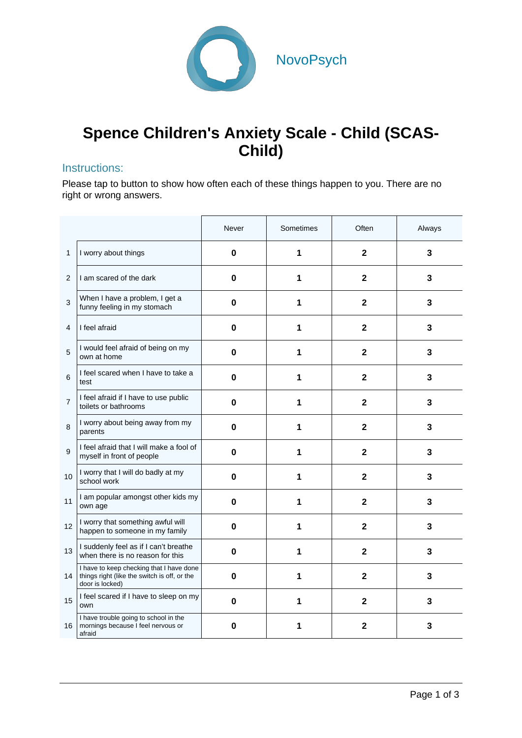NovoPsych

# Spence Children's Anxiety Scale - Child (SCAS-Child)

## Instructions:

Please tap to button to show how often each of these things happen to you. There are no right or wrong answers.

| | | Never | Sometimes | Often | Always |
|---|---|---|---|---|---|
| 1 | I worry about things | **0** | **1** | **2** | **3** |
| 2 | I am scared of the dark | **0** | **1** | **2** | **3** |
| 3 | When I have a problem, I get a funny feeling in my stomach | **0** | **1** | **2** | **3** |
| 4 | I feel afraid | **0** | **1** | **2** | **3** |
| 5 | I would feel afraid of being on my own at home | **0** | **1** | **2** | **3** |
| 6 | I feel scared when I have to take a test | **0** | **1** | **2** | **3** |
| 7 | I feel afraid if I have to use public toilets or bathrooms | **0** | **1** | **2** | **3** |
| 8 | I worry about being away from my parents | **0** | **1** | **2** | **3** |
| 9 | I feel afraid that I will make a fool of myself in front of people | **0** | **1** | **2** | **3** |
| 10 | I worry that I will do badly at my school work | **0** | **1** | **2** | **3** |
| 11 | I am popular amongst other kids my own age | **0** | **1** | **2** | **3** |
| 12 | I worry that something awful will happen to someone in my family | **0** | **1** | **2** | **3** |
| 13 | I suddenly feel as if I can't breathe when there is no reason for this | **0** | **1** | **2** | **3** |
| 14 | I have to keep checking that I have done things right (like the switch is off, or the door is locked) | **0** | **1** | **2** | **3** |
| 15 | I feel scared if I have to sleep on my own | **0** | **1** | **2** | **3** |
| 16 | I have trouble going to school in the mornings because I feel nervous or afraid | **0** | **1** | **2** | **3** |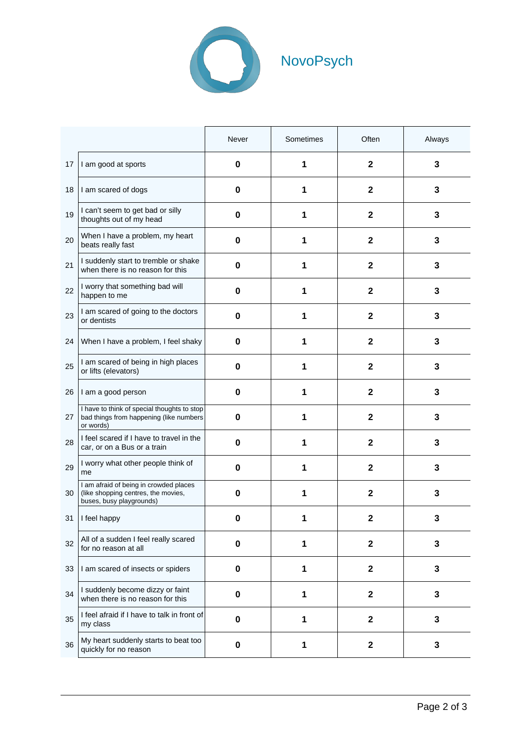NovoPsych

| | | Never | Sometimes | Often | Always |
|---|---|---|---|---|---|
| 17 | I am good at sports | **0** | **1** | **2** | **3** |
| 18 | I am scared of dogs | **0** | **1** | **2** | **3** |
| 19 | I can't seem to get bad or silly thoughts out of my head | **0** | **1** | **2** | **3** |
| 20 | When I have a problem, my heart beats really fast | **0** | **1** | **2** | **3** |
| 21 | I suddenly start to tremble or shake when there is no reason for this | **0** | **1** | **2** | **3** |
| 22 | I worry that something bad will happen to me | **0** | **1** | **2** | **3** |
| 23 | I am scared of going to the doctors or dentists | **0** | **1** | **2** | **3** |
| 24 | When I have a problem, I feel shaky | **0** | **1** | **2** | **3** |
| 25 | I am scared of being in high places or lifts (elevators) | **0** | **1** | **2** | **3** |
| 26 | I am a good person | **0** | **1** | **2** | **3** |
| 27 | I have to think of special thoughts to stop bad things from happening (like numbers or words) | **0** | **1** | **2** | **3** |
| 28 | I feel scared if I have to travel in the car, or on a Bus or a train | **0** | **1** | **2** | **3** |
| 29 | I worry what other people think of me | **0** | **1** | **2** | **3** |
| 30 | I am afraid of being in crowded places (like shopping centres, the movies, buses, busy playgrounds) | **0** | **1** | **2** | **3** |
| 31 | I feel happy | **0** | **1** | **2** | **3** |
| 32 | All of a sudden I feel really scared for no reason at all | **0** | **1** | **2** | **3** |
| 33 | I am scared of insects or spiders | **0** | **1** | **2** | **3** |
| 34 | I suddenly become dizzy or faint when there is no reason for this | **0** | **1** | **2** | **3** |
| 35 | I feel afraid if I have to talk in front of my class | **0** | **1** | **2** | **3** |
| 36 | My heart suddenly starts to beat too quickly for no reason | **0** | **1** | **2** | **3** |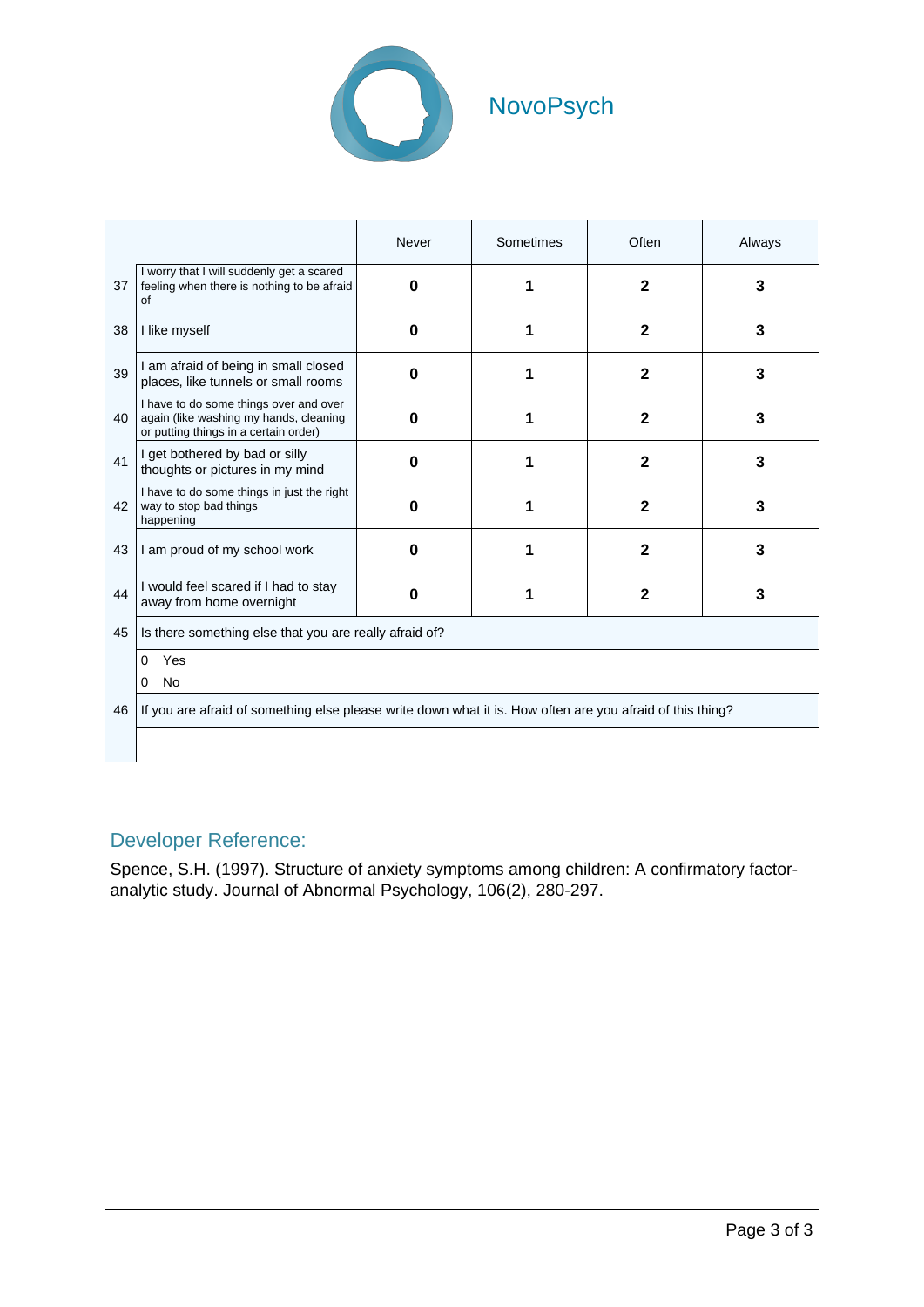NovoPsych

| | | Never | Sometimes | Often | Always |
|---|---|---|---|---|---|
| 37 | I worry that I will suddenly get a scared feeling when there is nothing to be afraid of | **0** | **1** | **2** | **3** |
| 38 | I like myself | **0** | **1** | **2** | **3** |
| 39 | I am afraid of being in small closed places, like tunnels or small rooms | **0** | **1** | **2** | **3** |
| 40 | I have to do some things over and over again (like washing my hands, cleaning or putting things in a certain order) | **0** | **1** | **2** | **3** |
| 41 | I get bothered by bad or silly thoughts or pictures in my mind | **0** | **1** | **2** | **3** |
| 42 | I have to do some things in just the right way to stop bad things happening | **0** | **1** | **2** | **3** |
| 43 | I am proud of my school work | **0** | **1** | **2** | **3** |
| 44 | I would feel scared if I had to stay away from home overnight | **0** | **1** | **2** | **3** |

45 Is there something else that you are really afraid of?

0 Yes

0 No

46 If you are afraid of something else please write down what it is. How often are you afraid of this thing?

## Developer Reference:

Spence, S.H. (1997). Structure of anxiety symptoms among children: A confirmatory factor-analytic study. Journal of Abnormal Psychology, 106(2), 280-297.